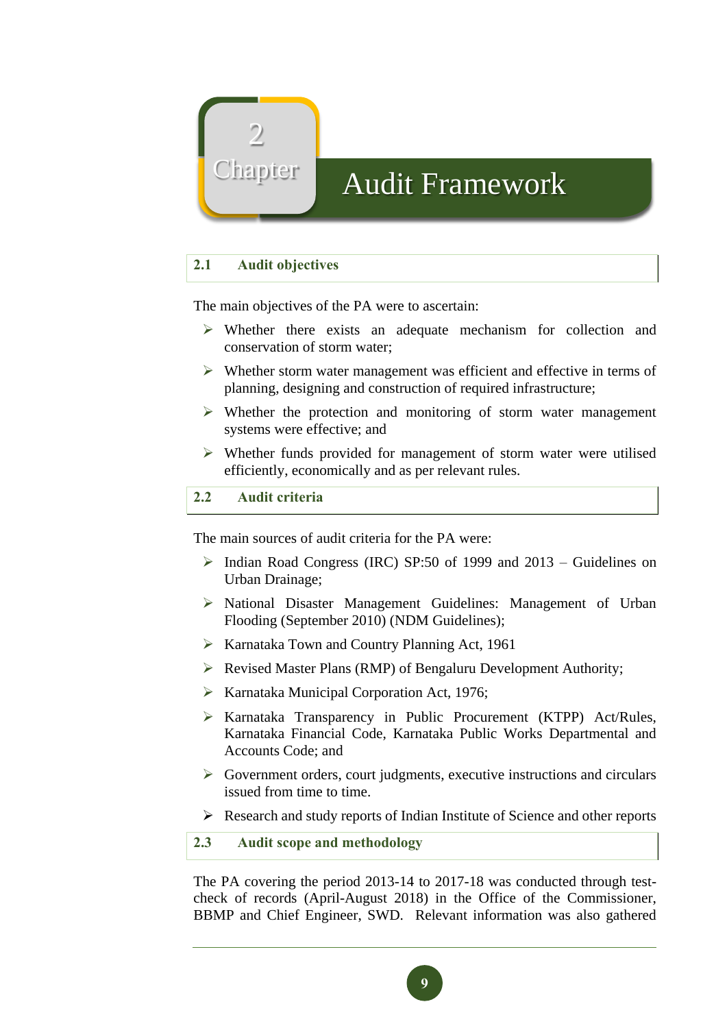# Chapter 2 Audit Framework

## 2.1 Audit objectives

The main objectives of the PA were to ascertain:

- Whether there exists an adequate mechanism for collection and conservation of storm water;
- Whether storm water management was efficient and effective in terms of planning, designing and construction of required infrastructure;
- Whether the protection and monitoring of storm water management systems were effective; and
- Whether funds provided for management of storm water were utilised efficiently, economically and as per relevant rules.

## 2.2 Audit criteria

The main sources of audit criteria for the PA were:

- Indian Road Congress (IRC) SP:50 of 1999 and 2013 – Guidelines on Urban Drainage;
- National Disaster Management Guidelines: Management of Urban Flooding (September 2010) (NDM Guidelines);
- Karnataka Town and Country Planning Act, 1961
- Revised Master Plans (RMP) of Bengaluru Development Authority;
- Karnataka Municipal Corporation Act, 1976;
- Karnataka Transparency in Public Procurement (KTPP) Act/Rules, Karnataka Financial Code, Karnataka Public Works Departmental and Accounts Code; and
- Government orders, court judgments, executive instructions and circulars issued from time to time.
- Research and study reports of Indian Institute of Science and other reports

## 2.3 Audit scope and methodology

The PA covering the period 2013-14 to 2017-18 was conducted through test-check of records (April-August 2018) in the Office of the Commissioner, BBMP and Chief Engineer, SWD. Relevant information was also gathered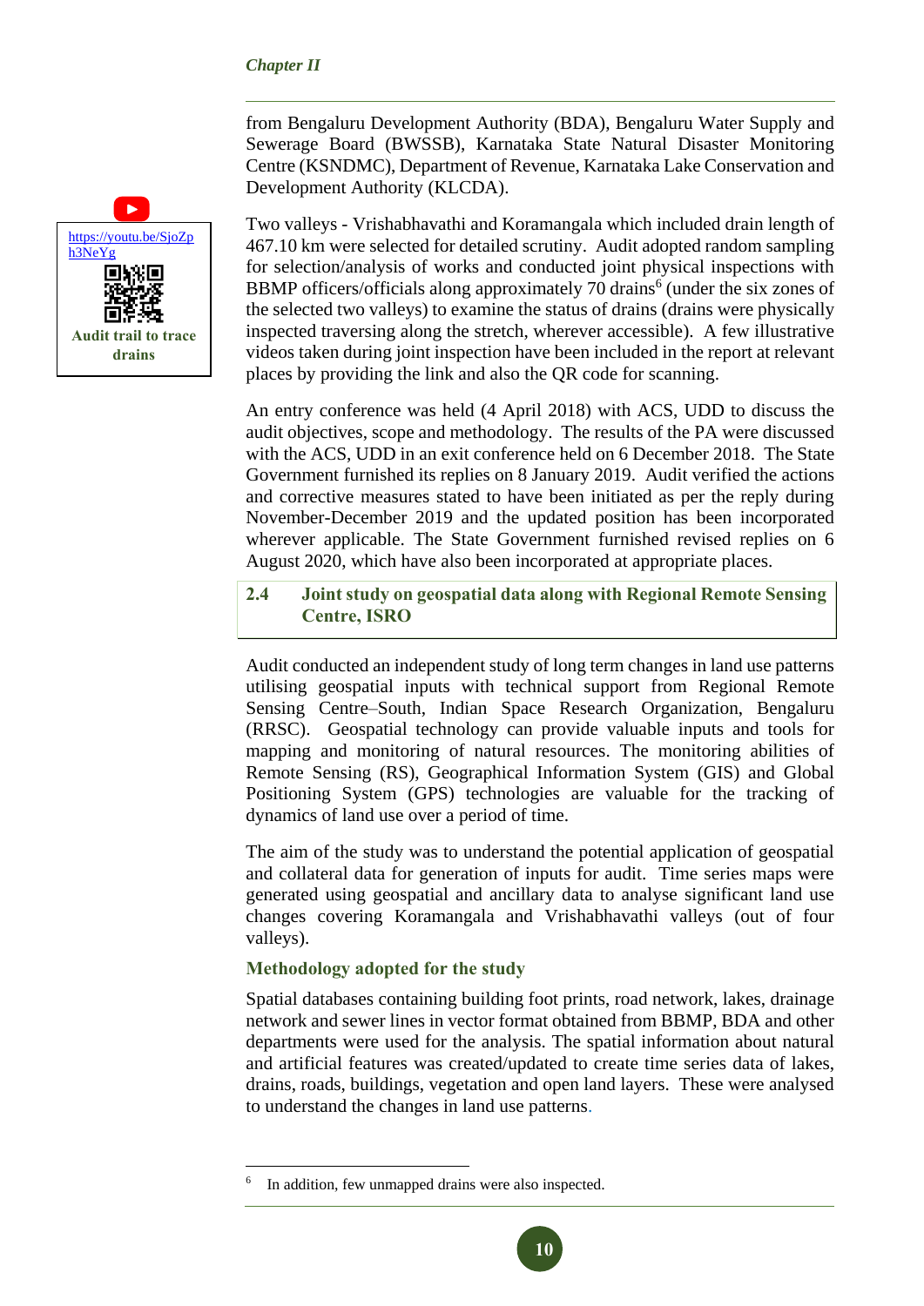from Bengaluru Development Authority (BDA), Bengaluru Water Supply and Sewerage Board (BWSSB), Karnataka State Natural Disaster Monitoring Centre (KSNDMC), Department of Revenue, Karnataka Lake Conservation and Development Authority (KLCDA).

> https://youtu.be/SjoZph3NeYg
>
> **Audit trail to trace drains**

Two valleys - Vrishabhavathi and Koramangala which included drain length of 467.10 km were selected for detailed scrutiny. Audit adopted random sampling for selection/analysis of works and conducted joint physical inspections with BBMP officers/officials along approximately 70 drains[6] (under the six zones of the selected two valleys) to examine the status of drains (drains were physically inspected traversing along the stretch, wherever accessible). A few illustrative videos taken during joint inspection have been included in the report at relevant places by providing the link and also the QR code for scanning.

An entry conference was held (4 April 2018) with ACS, UDD to discuss the audit objectives, scope and methodology. The results of the PA were discussed with the ACS, UDD in an exit conference held on 6 December 2018. The State Government furnished its replies on 8 January 2019. Audit verified the actions and corrective measures stated to have been initiated as per the reply during November-December 2019 and the updated position has been incorporated wherever applicable. The State Government furnished revised replies on 6 August 2020, which have also been incorporated at appropriate places.

## 2.4 Joint study on geospatial data along with Regional Remote Sensing Centre, ISRO

Audit conducted an independent study of long term changes in land use patterns utilising geospatial inputs with technical support from Regional Remote Sensing Centre–South, Indian Space Research Organization, Bengaluru (RRSC). Geospatial technology can provide valuable inputs and tools for mapping and monitoring of natural resources. The monitoring abilities of Remote Sensing (RS), Geographical Information System (GIS) and Global Positioning System (GPS) technologies are valuable for the tracking of dynamics of land use over a period of time.

The aim of the study was to understand the potential application of geospatial and collateral data for generation of inputs for audit. Time series maps were generated using geospatial and ancillary data to analyse significant land use changes covering Koramangala and Vrishabhavathi valleys (out of four valleys).

### Methodology adopted for the study

Spatial databases containing building foot prints, road network, lakes, drainage network and sewer lines in vector format obtained from BBMP, BDA and other departments were used for the analysis. The spatial information about natural and artificial features was created/updated to create time series data of lakes, drains, roads, buildings, vegetation and open land layers. These were analysed to understand the changes in land use patterns.

---

[6] In addition, few unmapped drains were also inspected.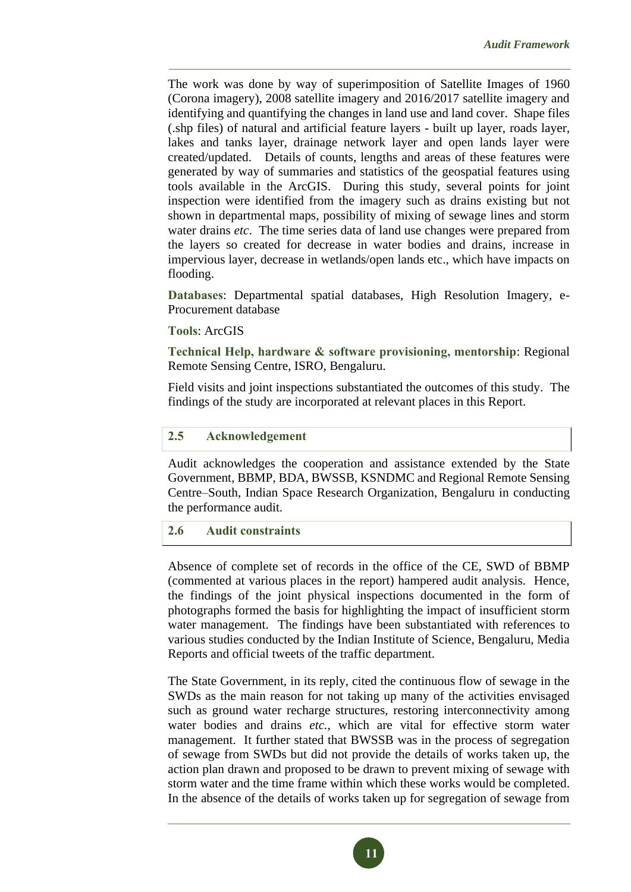The work was done by way of superimposition of Satellite Images of 1960 (Corona imagery), 2008 satellite imagery and 2016/2017 satellite imagery and identifying and quantifying the changes in land use and land cover. Shape files (.shp files) of natural and artificial feature layers - built up layer, roads layer, lakes and tanks layer, drainage network layer and open lands layer were created/updated. Details of counts, lengths and areas of these features were generated by way of summaries and statistics of the geospatial features using tools available in the ArcGIS. During this study, several points for joint inspection were identified from the imagery such as drains existing but not shown in departmental maps, possibility of mixing of sewage lines and storm water drains *etc*. The time series data of land use changes were prepared from the layers so created for decrease in water bodies and drains, increase in impervious layer, decrease in wetlands/open lands etc., which have impacts on flooding.

**Databases**: Departmental spatial databases, High Resolution Imagery, e-Procurement database

**Tools**: ArcGIS

**Technical Help, hardware & software provisioning, mentorship**: Regional Remote Sensing Centre, ISRO, Bengaluru.

Field visits and joint inspections substantiated the outcomes of this study. The findings of the study are incorporated at relevant places in this Report.

## 2.5 Acknowledgement

Audit acknowledges the cooperation and assistance extended by the State Government, BBMP, BDA, BWSSB, KSNDMC and Regional Remote Sensing Centre–South, Indian Space Research Organization, Bengaluru in conducting the performance audit.

## 2.6 Audit constraints

Absence of complete set of records in the office of the CE, SWD of BBMP (commented at various places in the report) hampered audit analysis. Hence, the findings of the joint physical inspections documented in the form of photographs formed the basis for highlighting the impact of insufficient storm water management. The findings have been substantiated with references to various studies conducted by the Indian Institute of Science, Bengaluru, Media Reports and official tweets of the traffic department.

The State Government, in its reply, cited the continuous flow of sewage in the SWDs as the main reason for not taking up many of the activities envisaged such as ground water recharge structures, restoring interconnectivity among water bodies and drains *etc.*, which are vital for effective storm water management. It further stated that BWSSB was in the process of segregation of sewage from SWDs but did not provide the details of works taken up, the action plan drawn and proposed to be drawn to prevent mixing of sewage with storm water and the time frame within which these works would be completed. In the absence of the details of works taken up for segregation of sewage from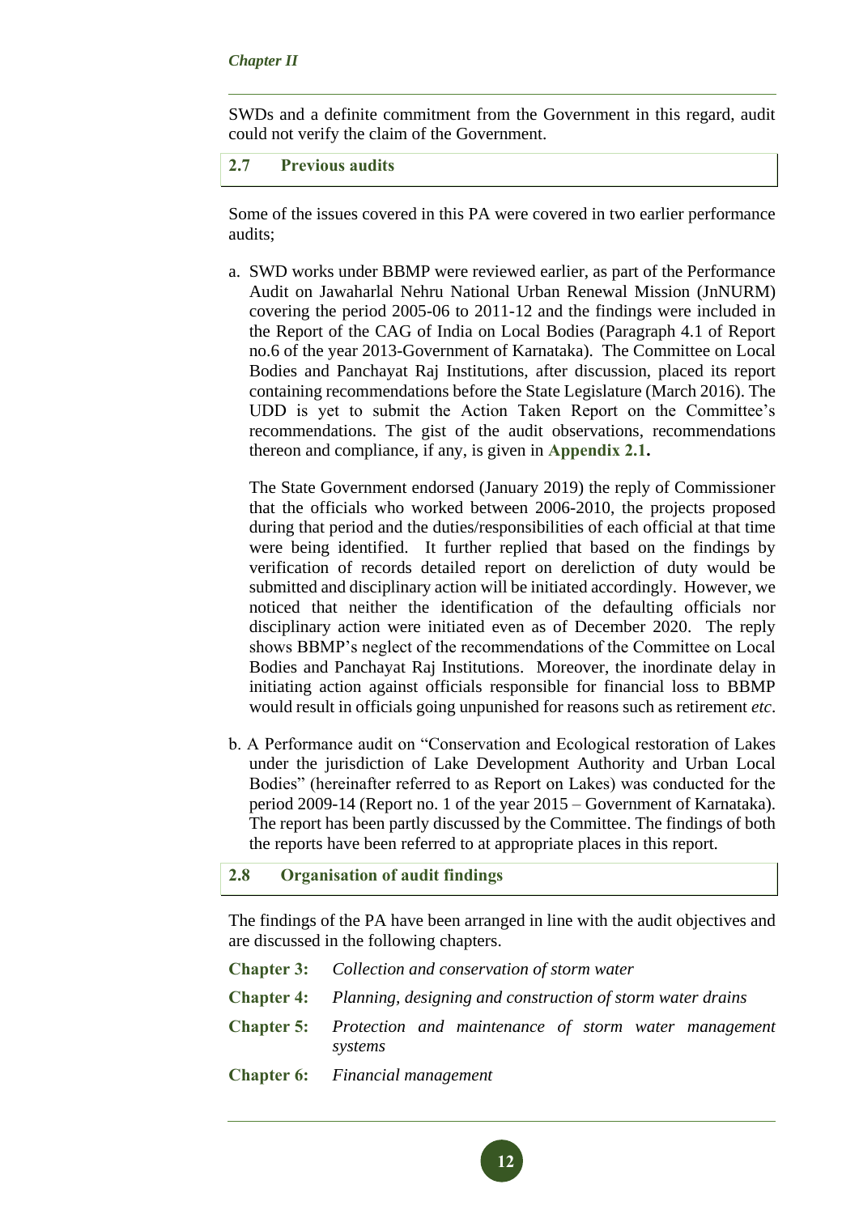SWDs and a definite commitment from the Government in this regard, audit could not verify the claim of the Government.

## 2.7 Previous audits

Some of the issues covered in this PA were covered in two earlier performance audits;

a. SWD works under BBMP were reviewed earlier, as part of the Performance Audit on Jawaharlal Nehru National Urban Renewal Mission (JnNURM) covering the period 2005-06 to 2011-12 and the findings were included in the Report of the CAG of India on Local Bodies (Paragraph 4.1 of Report no.6 of the year 2013-Government of Karnataka). The Committee on Local Bodies and Panchayat Raj Institutions, after discussion, placed its report containing recommendations before the State Legislature (March 2016). The UDD is yet to submit the Action Taken Report on the Committee's recommendations. The gist of the audit observations, recommendations thereon and compliance, if any, is given in **Appendix 2.1.**

   The State Government endorsed (January 2019) the reply of Commissioner that the officials who worked between 2006-2010, the projects proposed during that period and the duties/responsibilities of each official at that time were being identified. It further replied that based on the findings by verification of records detailed report on dereliction of duty would be submitted and disciplinary action will be initiated accordingly. However, we noticed that neither the identification of the defaulting officials nor disciplinary action were initiated even as of December 2020. The reply shows BBMP's neglect of the recommendations of the Committee on Local Bodies and Panchayat Raj Institutions. Moreover, the inordinate delay in initiating action against officials responsible for financial loss to BBMP would result in officials going unpunished for reasons such as retirement *etc.*

b. A Performance audit on "Conservation and Ecological restoration of Lakes under the jurisdiction of Lake Development Authority and Urban Local Bodies" (hereinafter referred to as Report on Lakes) was conducted for the period 2009-14 (Report no. 1 of the year 2015 – Government of Karnataka). The report has been partly discussed by the Committee. The findings of both the reports have been referred to at appropriate places in this report.

## 2.8 Organisation of audit findings

The findings of the PA have been arranged in line with the audit objectives and are discussed in the following chapters.

**Chapter 3:** *Collection and conservation of storm water*

**Chapter 4:** *Planning, designing and construction of storm water drains*

**Chapter 5:** *Protection and maintenance of storm water management systems*

**Chapter 6:** *Financial management*